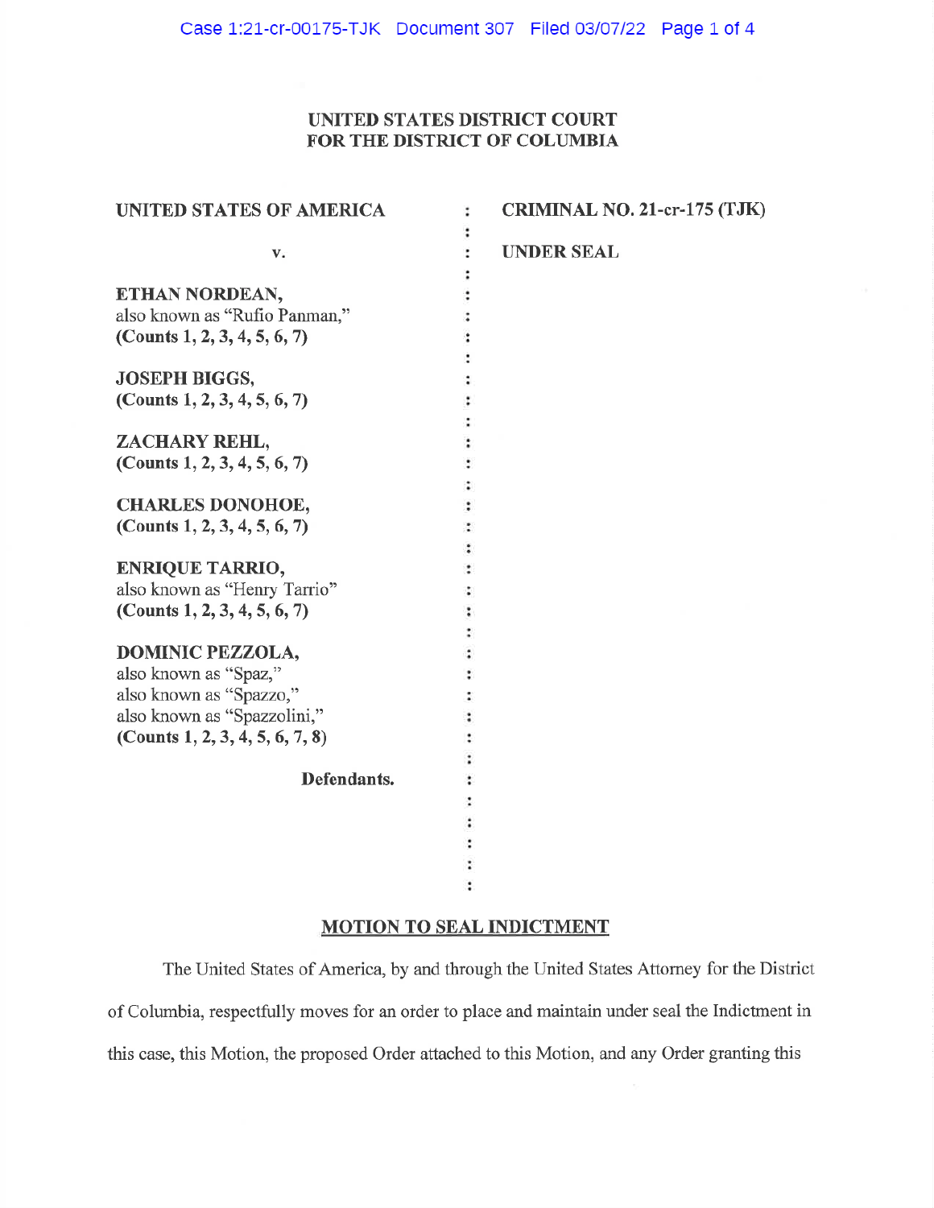**UNITED STATES DISTRICT COURT**
**FOR THE DISTRICT OF COLUMBIA**

**UNITED STATES OF AMERICA**

v.

**ETHAN NORDEAN,**
also known as "Rufio Panman,"
**(Counts 1, 2, 3, 4, 5, 6, 7)**

**JOSEPH BIGGS,**
**(Counts 1, 2, 3, 4, 5, 6, 7)**

**ZACHARY REHL,**
**(Counts 1, 2, 3, 4, 5, 6, 7)**

**CHARLES DONOHOE,**
**(Counts 1, 2, 3, 4, 5, 6, 7)**

**ENRIQUE TARRIO,**
also known as "Henry Tarrio"
**(Counts 1, 2, 3, 4, 5, 6, 7)**

**DOMINIC PEZZOLA,**
also known as "Spaz,"
also known as "Spazzo,"
also known as "Spazzolini,"
**(Counts 1, 2, 3, 4, 5, 6, 7, 8)**

**Defendants.**

**CRIMINAL NO. 21-cr-175 (TJK)**

**UNDER SEAL**

## MOTION TO SEAL INDICTMENT

The United States of America, by and through the United States Attorney for the District of Columbia, respectfully moves for an order to place and maintain under seal the Indictment in this case, this Motion, the proposed Order attached to this Motion, and any Order granting this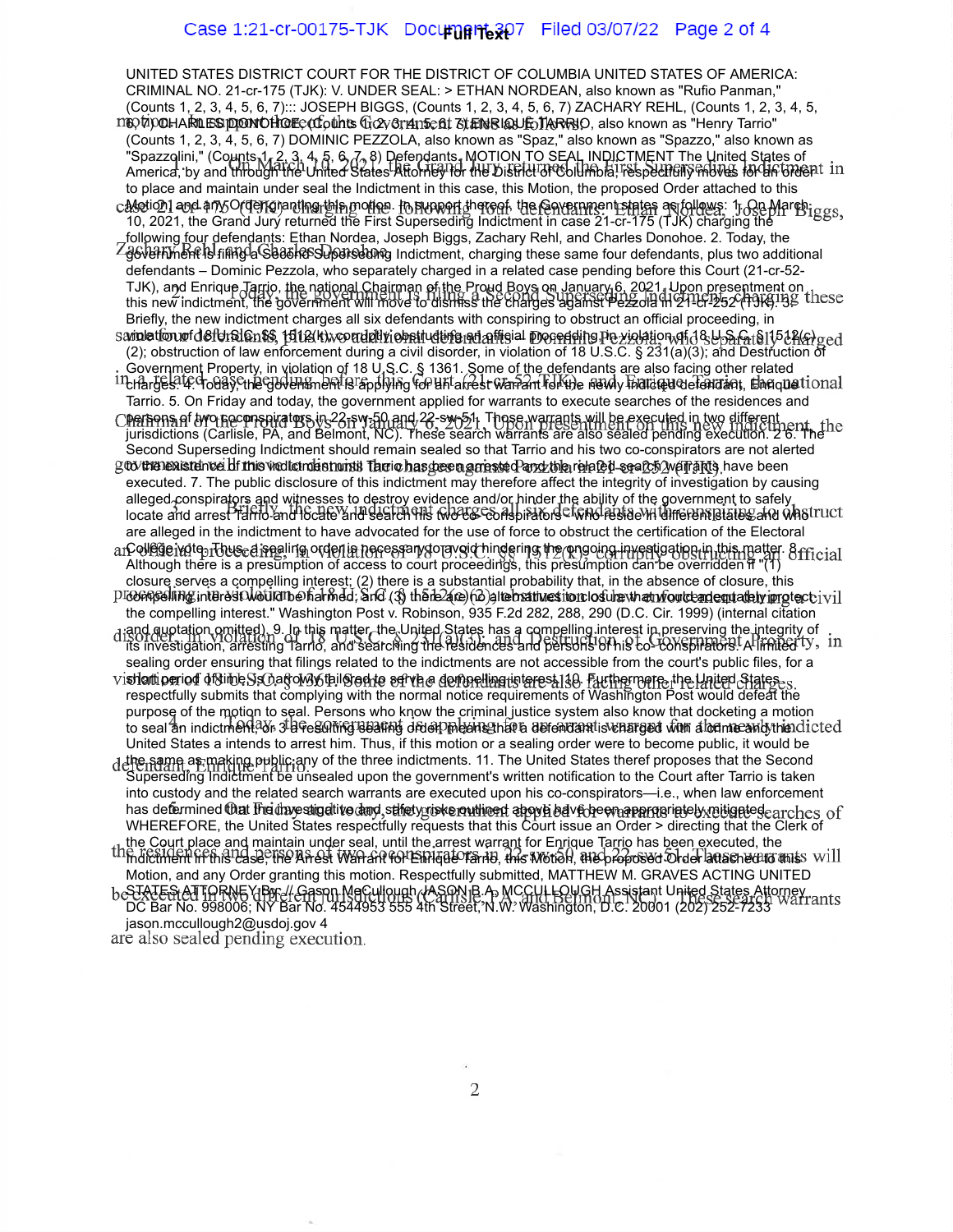motion.

1. On March 10, 2021, the Grand Jury returned the First Superseding Indictment in case 21-cr-175 (TJK) charging the following four defendants: Ethan Nordean, Joseph Biggs, Zachary Rehl and Charles Donohoe.

2. Today, the government is filing a Second Superseding Indictment charging these same four defendants, plus two additional defendants, Dominic Pezzola, who separately charged in a related case pending before this Court (21-cr-52-TJK), and Enrique Tarrio, the national Chairman of the Proud Boys on January 6, 2021. Upon presentment on this new indictment, the government will move to dismiss the charges against Pezzola in 21-cr-252 (TJK).

3. Briefly, the new indictment charges all six defendants with conspiring to obstruct an official proceeding, in violation of 18 U.S.C. §§ 1512(k); corruptly obstructing an official proceeding, in violation of 18 U.S.C. § 1512(c)(2); obstruction of law enforcement during a civil disorder, in violation of 18 U.S.C. § 231(a)(3); and Destruction of Government Property, in violation of 18 U.S.C. § 1361. Some of the defendants are also facing other related charges.

4. Today, the government is applying for an arrest warrant for the newly indicted defendant, Enrique Tarrio.

5. On Friday and today, the government applied for warrants to execute searches of the residences and persons of two coconspirators in 22-sw-50 and 22-sw-51. These warrants will be executed in two different jurisdictions (Carlisle, PA, and Belmont, NC). These search warrants are also sealed pending execution.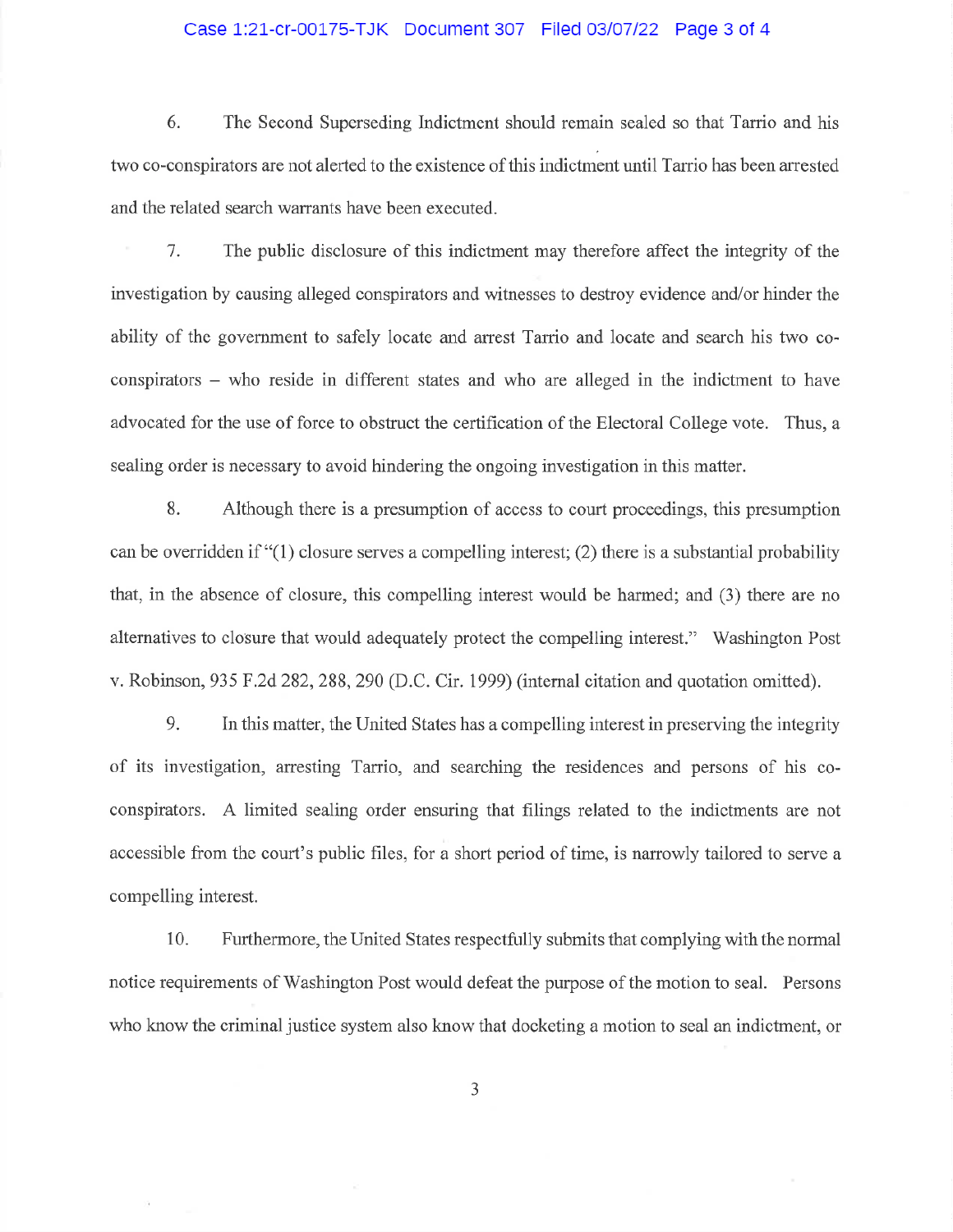6. The Second Superseding Indictment should remain sealed so that Tarrio and his two co-conspirators are not alerted to the existence of this indictment until Tarrio has been arrested and the related search warrants have been executed.

7. The public disclosure of this indictment may therefore affect the integrity of the investigation by causing alleged conspirators and witnesses to destroy evidence and/or hinder the ability of the government to safely locate and arrest Tarrio and locate and search his two co-conspirators – who reside in different states and who are alleged in the indictment to have advocated for the use of force to obstruct the certification of the Electoral College vote. Thus, a sealing order is necessary to avoid hindering the ongoing investigation in this matter.

8. Although there is a presumption of access to court proceedings, this presumption can be overridden if "(1) closure serves a compelling interest; (2) there is a substantial probability that, in the absence of closure, this compelling interest would be harmed; and (3) there are no alternatives to closure that would adequately protect the compelling interest." Washington Post v. Robinson, 935 F.2d 282, 288, 290 (D.C. Cir. 1999) (internal citation and quotation omitted).

9. In this matter, the United States has a compelling interest in preserving the integrity of its investigation, arresting Tarrio, and searching the residences and persons of his co-conspirators. A limited sealing order ensuring that filings related to the indictments are not accessible from the court's public files, for a short period of time, is narrowly tailored to serve a compelling interest.

10. Furthermore, the United States respectfully submits that complying with the normal notice requirements of Washington Post would defeat the purpose of the motion to seal. Persons who know the criminal justice system also know that docketing a motion to seal an indictment, or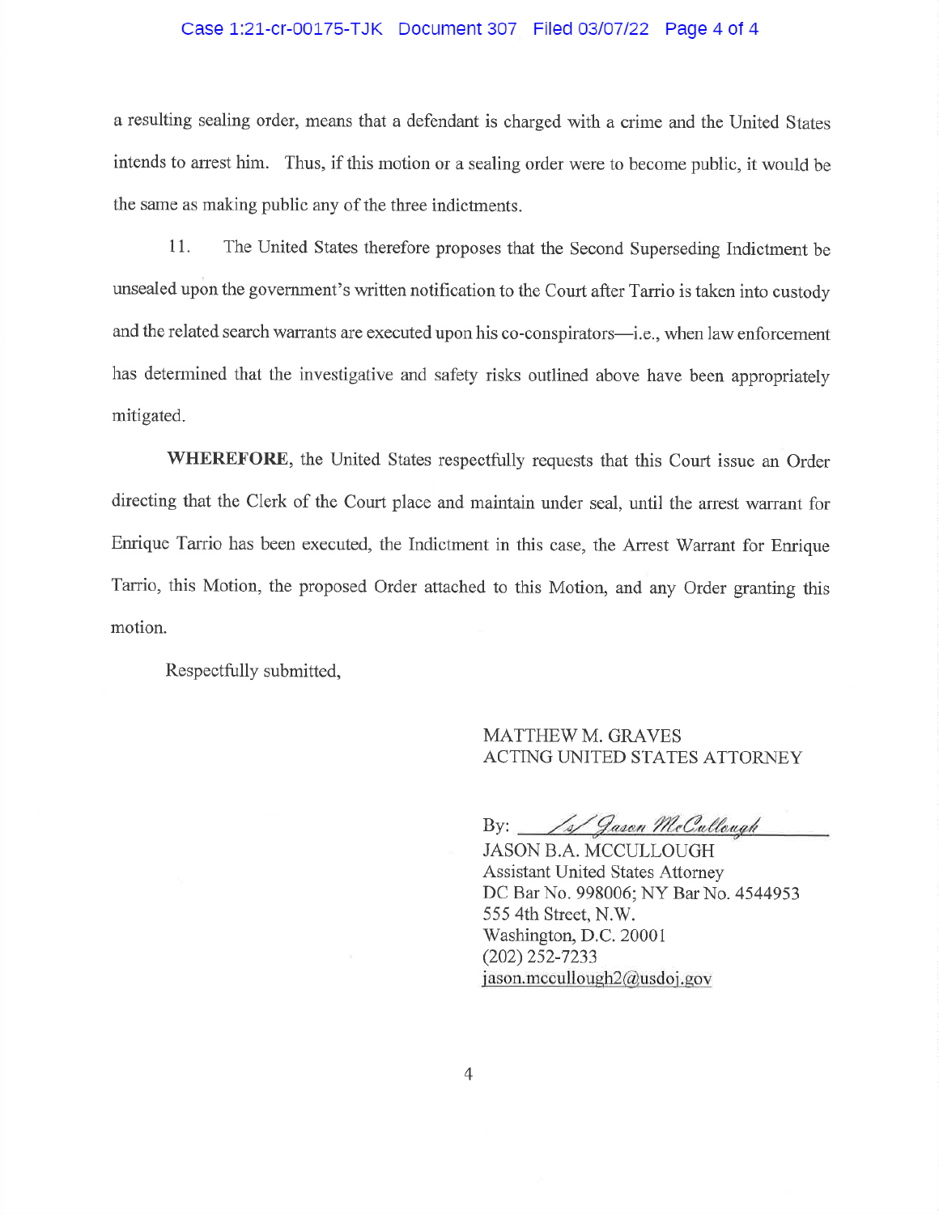a resulting sealing order, means that a defendant is charged with a crime and the United States intends to arrest him. Thus, if this motion or a sealing order were to become public, it would be the same as making public any of the three indictments.

11. The United States therefore proposes that the Second Superseding Indictment be unsealed upon the government's written notification to the Court after Tarrio is taken into custody and the related search warrants are executed upon his co-conspirators—i.e., when law enforcement has determined that the investigative and safety risks outlined above have been appropriately mitigated.

**WHEREFORE**, the United States respectfully requests that this Court issue an Order directing that the Clerk of the Court place and maintain under seal, until the arrest warrant for Enrique Tarrio has been executed, the Indictment in this case, the Arrest Warrant for Enrique Tarrio, this Motion, the proposed Order attached to this Motion, and any Order granting this motion.

Respectfully submitted,

MATTHEW M. GRAVES
ACTING UNITED STATES ATTORNEY

By: /s/ Jason McCullough
JASON B.A. MCCULLOUGH
Assistant United States Attorney
DC Bar No. 998006; NY Bar No. 4544953
555 4th Street, N.W.
Washington, D.C. 20001
(202) 252-7233
jason.mccullough2@usdoj.gov